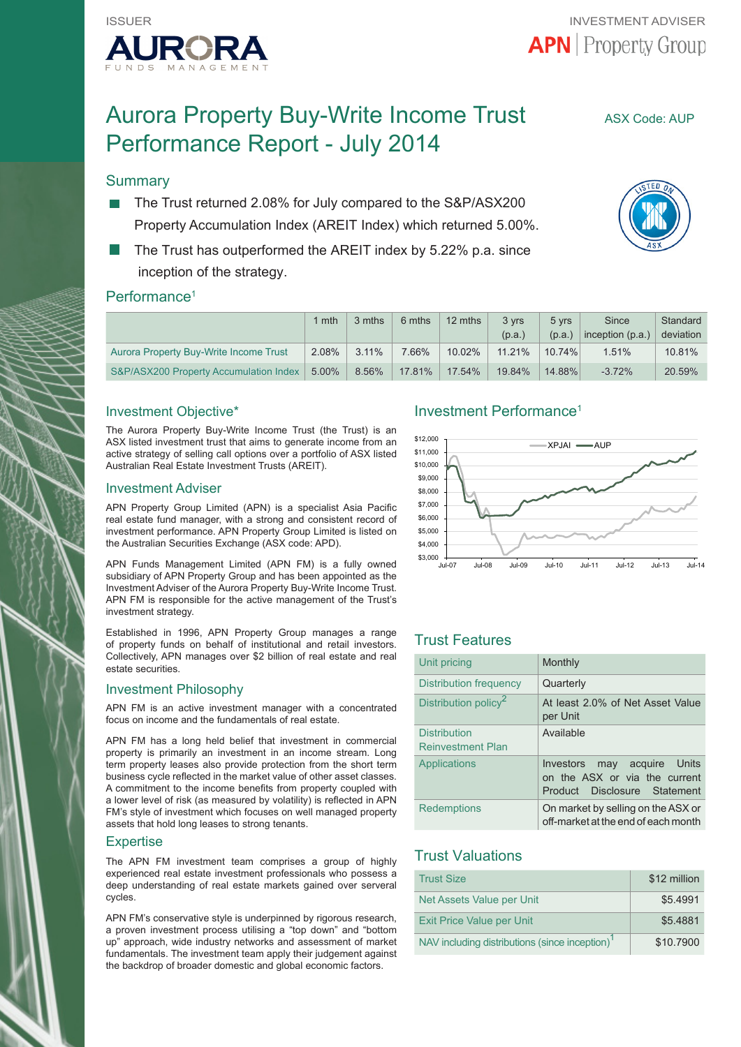ISSUER

AURORA FUNDS MANAGEMENT

INVESTMENT ADVISER

APN | Property Group

# Aurora Property Buy-Write Income Trust Performance Report - July 2014

ASX Code: AUP

## Summary

- The Trust returned 2.08% for July compared to the S&P/ASX200 Property Accumulation Index (AREIT Index) which returned 5.00%.
- The Trust has outperformed the AREIT index by 5.22% p.a. since inception of the strategy.

## Performance[1]

| | 1 mth | 3 mths | 6 mths | 12 mths | 3 yrs (p.a.) | 5 yrs (p.a.) | Since inception (p.a.) | Standard deviation |
|---|---|---|---|---|---|---|---|---|
| Aurora Property Buy-Write Income Trust | 2.08% | 3.11% | 7.66% | 10.02% | 11.21% | 10.74% | 1.51% | 10.81% |
| S&P/ASX200 Property Accumulation Index | 5.00% | 8.56% | 17.81% | 17.54% | 19.84% | 14.88% | -3.72% | 20.59% |

## Investment Objective*

The Aurora Property Buy-Write Income Trust (the Trust) is an ASX listed investment trust that aims to generate income from an active strategy of selling call options over a portfolio of ASX listed Australian Real Estate Investment Trusts (AREIT).

## Investment Adviser

APN Property Group Limited (APN) is a specialist Asia Pacific real estate fund manager, with a strong and consistent record of investment performance. APN Property Group Limited is listed on the Australian Securities Exchange (ASX code: APD).

APN Funds Management Limited (APN FM) is a fully owned subsidiary of APN Property Group and has been appointed as the Investment Adviser of the Aurora Property Buy-Write Income Trust. APN FM is responsible for the active management of the Trust's investment strategy.

Established in 1996, APN Property Group manages a range of property funds on behalf of institutional and retail investors. Collectively, APN manages over $2 billion of real estate and real estate securities.

## Investment Philosophy

APN FM is an active investment manager with a concentrated focus on income and the fundamentals of real estate.

APN FM has a long held belief that investment in commercial property is primarily an investment in an income stream. Long term property leases also provide protection from the short term business cycle reflected in the market value of other asset classes. A commitment to the income benefits from property coupled with a lower level of risk (as measured by volatility) is reflected in APN FM's style of investment which focuses on well managed property assets that hold long leases to strong tenants.

## Expertise

The APN FM investment team comprises a group of highly experienced real estate investment professionals who possess a deep understanding of real estate markets gained over serveral cycles.

APN FM's conservative style is underpinned by rigorous research, a proven investment process utilising a "top down" and "bottom up" approach, wide industry networks and assessment of market fundamentals. The investment team apply their judgement against the backdrop of broader domestic and global economic factors.

## Investment Performance[1]

XPJAI — AUP

$12,000 · $11,000 · $10,000 · $9,000 · $8,000 · $7,000 · $6,000 · $5,000 · $4,000 · $3,000

Jul-07 · Jul-08 · Jul-09 · Jul-10 · Jul-11 · Jul-12 · Jul-13 · Jul-14

## Trust Features

| | |
|---|---|
| Unit pricing | Monthly |
| Distribution frequency | Quarterly |
| Distribution policy[2] | At least 2.0% of Net Asset Value per Unit |
| Distribution Reinvestment Plan | Available |
| Applications | Investors may acquire Units on the ASX or via the current Product Disclosure Statement |
| Redemptions | On market by selling on the ASX or off-market at the end of each month |

## Trust Valuations

| | |
|---|---|
| Trust Size | $12 million |
| Net Assets Value per Unit | $5.4991 |
| Exit Price Value per Unit | $5.4881 |
| NAV including distributions (since inception)[1] | $10.7900 |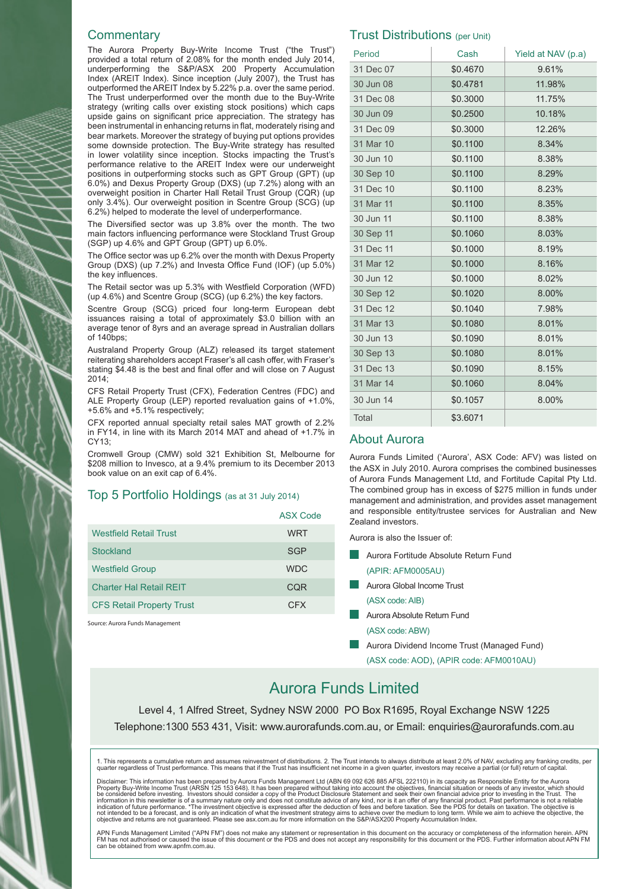## Commentary

The Aurora Property Buy-Write Income Trust ("the Trust") provided a total return of 2.08% for the month ended July 2014, underperforming the S&P/ASX 200 Property Accumulation Index (AREIT Index). Since inception (July 2007), the Trust has outperformed the AREIT Index by 5.22% p.a. over the same period. The Trust underperformed over the month due to the Buy-Write strategy (writing calls over existing stock positions) which caps upside gains on significant price appreciation. The strategy has been instrumental in enhancing returns in flat, moderately rising and bear markets. Moreover the strategy of buying put options provides some downside protection. The Buy-Write strategy has resulted in lower volatility since inception. Stocks impacting the Trust's performance relative to the AREIT Index were our underweight positions in outperforming stocks such as GPT Group (GPT) (up 6.0%) and Dexus Property Group (DXS) (up 7.2%) along with an overweight position in Charter Hall Retail Trust Group (CQR) (up only 3.4%). Our overweight position in Scentre Group (SCG) (up 6.2%) helped to moderate the level of underperformance.

The Diversified sector was up 3.8% over the month. The two main factors influencing performance were Stockland Trust Group (SGP) up 4.6% and GPT Group (GPT) up 6.0%.

The Office sector was up 6.2% over the month with Dexus Property Group (DXS) (up 7.2%) and Investa Office Fund (IOF) (up 5.0%) the key influences.

The Retail sector was up 5.3% with Westfield Corporation (WFD) (up 4.6%) and Scentre Group (SCG) (up 6.2%) the key factors.

Scentre Group (SCG) priced four long-term European debt issuances raising a total of approximately $3.0 billion with an average tenor of 8yrs and an average spread in Australian dollars of 140bps;

Australand Property Group (ALZ) released its target statement reiterating shareholders accept Fraser's all cash offer, with Fraser's stating $4.48 is the best and final offer and will close on 7 August 2014;

CFS Retail Property Trust (CFX), Federation Centres (FDC) and ALE Property Group (LEP) reported revaluation gains of +1.0%, +5.6% and +5.1% respectively;

CFX reported annual specialty retail sales MAT growth of 2.2% in FY14, in line with its March 2014 MAT and ahead of +1.7% in CY13;

Cromwell Group (CMW) sold 321 Exhibition St, Melbourne for $208 million to Invesco, at a 9.4% premium to its December 2013 book value on an exit cap of 6.4%.

## Top 5 Portfolio Holdings (as at 31 July 2014)

| | ASX Code |
|---|---|
| Westfield Retail Trust | WRT |
| Stockland | SGP |
| Westfield Group | WDC |
| Charter Hal Retail REIT | CQR |
| CFS Retail Property Trust | CFX |

Source: Aurora Funds Management

## Trust Distributions (per Unit)

| Period | Cash | Yield at NAV (p.a) |
|---|---|---|
| 31 Dec 07 | $0.4670 | 9.61% |
| 30 Jun 08 | $0.4781 | 11.98% |
| 31 Dec 08 | $0.3000 | 11.75% |
| 30 Jun 09 | $0.2500 | 10.18% |
| 31 Dec 09 | $0.3000 | 12.26% |
| 31 Mar 10 | $0.1100 | 8.34% |
| 30 Jun 10 | $0.1100 | 8.38% |
| 30 Sep 10 | $0.1100 | 8.29% |
| 31 Dec 10 | $0.1100 | 8.23% |
| 31 Mar 11 | $0.1100 | 8.35% |
| 30 Jun 11 | $0.1100 | 8.38% |
| 30 Sep 11 | $0.1060 | 8.03% |
| 31 Dec 11 | $0.1000 | 8.19% |
| 31 Mar 12 | $0.1000 | 8.16% |
| 30 Jun 12 | $0.1000 | 8.02% |
| 30 Sep 12 | $0.1020 | 8.00% |
| 31 Dec 12 | $0.1040 | 7.98% |
| 31 Mar 13 | $0.1080 | 8.01% |
| 30 Jun 13 | $0.1090 | 8.01% |
| 30 Sep 13 | $0.1080 | 8.01% |
| 31 Dec 13 | $0.1090 | 8.15% |
| 31 Mar 14 | $0.1060 | 8.04% |
| 30 Jun 14 | $0.1057 | 8.00% |
| Total | $3.6071 | |

## About Aurora

Aurora Funds Limited ('Aurora', ASX Code: AFV) was listed on the ASX in July 2010. Aurora comprises the combined businesses of Aurora Funds Management Ltd, and Fortitude Capital Pty Ltd. The combined group has in excess of $275 million in funds under management and administration, and provides asset management and responsible entity/trustee services for Australian and New Zealand investors.

Aurora is also the Issuer of:

- Aurora Fortitude Absolute Return Fund (APIR: AFM0005AU)
- Aurora Global Income Trust (ASX code: AIB)
- Aurora Absolute Return Fund (ASX code: ABW)
- Aurora Dividend Income Trust (Managed Fund) (ASX code: AOD), (APIR code: AFM0010AU)

## Aurora Funds Limited

Level 4, 1 Alfred Street, Sydney NSW 2000 PO Box R1695, Royal Exchange NSW 1225

Telephone:1300 553 431, Visit: www.aurorafunds.com.au, or Email: enquiries@aurorafunds.com.au

1. This represents a cumulative return and assumes reinvestment of distributions. 2. The Trust intends to always distribute at least 2.0% of NAV, excluding any franking credits, per quarter regardless of Trust performance. This means that if the Trust has insufficient net income in a given quarter, investors may receive a partial (or full) return of capital.

Disclaimer: This information has been prepared by Aurora Funds Management Ltd (ABN 69 092 626 885 AFSL 222110) in its capacity as Responsible Entity for the Aurora Property Buy-Write Income Trust (ARSN 125 153 648). It has been prepared without taking into account the objectives, financial situation or needs of any investor, which should be considered before investing. Investors should consider a copy of the Product Disclosure Statement and seek their own financial advice prior to investing in the Trust. The information in this newsletter is of a summary nature only and does not constitute advice of any kind, nor is it an offer of any financial product. Past performance is not a reliable indication of future performance. *The investment objective is expressed after the deduction of fees and before taxation. See the PDS for details on taxation. The objective is not intended to be a forecast, and is only an indication of what the investment strategy aims to achieve over the medium to long term. While we aim to achieve the objective, the objective and returns are not guaranteed. Please see asx.com.au for more information on the S&P/ASX200 Property Accumulation Index.

APN Funds Management Limited ("APN FM") does not make any statement or representation in this document on the accuracy or completeness of the information herein. APN FM has not authorised or caused the issue of this document or the PDS and does not accept any responsibility for this document or the PDS. Further information about APN FM can be obtained from www.apnfm.com.au.